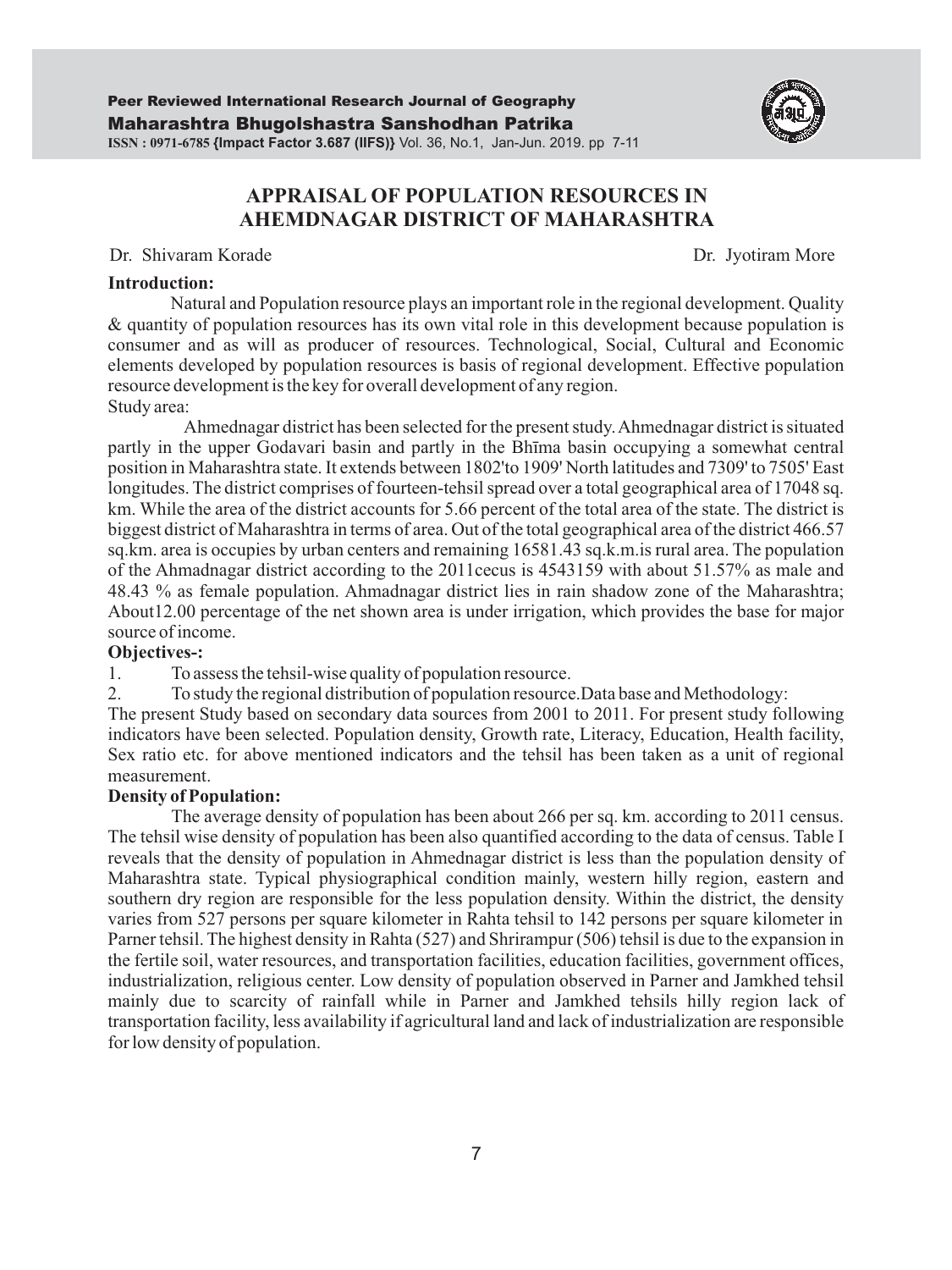# APPRAISAL OF POPULATION RESOURCES IN AHEMDNAGAR DISTRICT OF MAHARASHTRA

Dr. Shivaram Korade Dr. Jyotiram More

**Introduction:**

Natural and Population resource plays an important role in the regional development. Quality & quantity of population resources has its own vital role in this development because population is consumer and as will as producer of resources. Technological, Social, Cultural and Economic elements developed by population resources is basis of regional development. Effective population resource development is the key for overall development of any region.

Study area:

Ahmednagar district has been selected for the present study. Ahmednagar district is situated partly in the upper Godavari basin and partly in the Bhīma basin occupying a somewhat central position in Maharashtra state. It extends between 1802'to 1909' North latitudes and 7309' to 7505' East longitudes. The district comprises of fourteen-tehsil spread over a total geographical area of 17048 sq. km. While the area of the district accounts for 5.66 percent of the total area of the state. The district is biggest district of Maharashtra in terms of area. Out of the total geographical area of the district 466.57 sq.km. area is occupies by urban centers and remaining 16581.43 sq.k.m.is rural area. The population of the Ahmadnagar district according to the 2011cecus is 4543159 with about 51.57% as male and 48.43 % as female population. Ahmadnagar district lies in rain shadow zone of the Maharashtra; About12.00 percentage of the net shown area is under irrigation, which provides the base for major source of income.

**Objectives-:**

1. To assess the tehsil-wise quality of population resource.
2. To study the regional distribution of population resource.Data base and Methodology:

The present Study based on secondary data sources from 2001 to 2011. For present study following indicators have been selected. Population density, Growth rate, Literacy, Education, Health facility, Sex ratio etc. for above mentioned indicators and the tehsil has been taken as a unit of regional measurement.

**Density of Population:**

The average density of population has been about 266 per sq. km. according to 2011 census. The tehsil wise density of population has been also quantified according to the data of census. Table I reveals that the density of population in Ahmednagar district is less than the population density of Maharashtra state. Typical physiographical condition mainly, western hilly region, eastern and southern dry region are responsible for the less population density. Within the district, the density varies from 527 persons per square kilometer in Rahta tehsil to 142 persons per square kilometer in Parner tehsil. The highest density in Rahta (527) and Shrirampur (506) tehsil is due to the expansion in the fertile soil, water resources, and transportation facilities, education facilities, government offices, industrialization, religious center. Low density of population observed in Parner and Jamkhed tehsil mainly due to scarcity of rainfall while in Parner and Jamkhed tehsils hilly region lack of transportation facility, less availability if agricultural land and lack of industrialization are responsible for low density of population.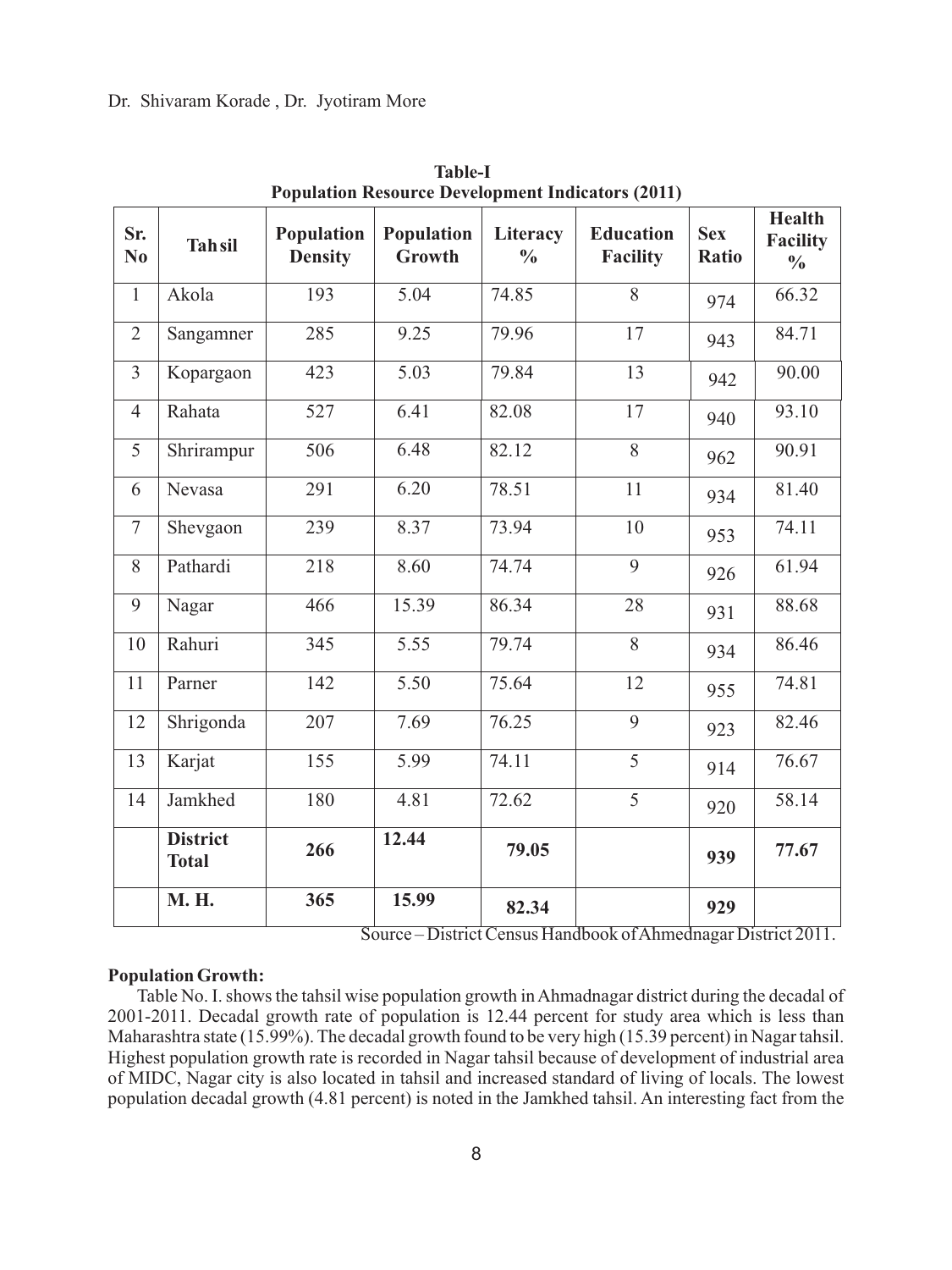**Table-I**
**Population Resource Development Indicators (2011)**

| Sr. No | Tahsil | Population Density | Population Growth | Literacy % | Education Facility | Sex Ratio | Health Facility % |
|---|---|---|---|---|---|---|---|
| 1 | Akola | 193 | 5.04 | 74.85 | 8 | 974 | 66.32 |
| 2 | Sangamner | 285 | 9.25 | 79.96 | 17 | 943 | 84.71 |
| 3 | Kopargaon | 423 | 5.03 | 79.84 | 13 | 942 | 90.00 |
| 4 | Rahata | 527 | 6.41 | 82.08 | 17 | 940 | 93.10 |
| 5 | Shrirampur | 506 | 6.48 | 82.12 | 8 | 962 | 90.91 |
| 6 | Nevasa | 291 | 6.20 | 78.51 | 11 | 934 | 81.40 |
| 7 | Shevgaon | 239 | 8.37 | 73.94 | 10 | 953 | 74.11 |
| 8 | Pathardi | 218 | 8.60 | 74.74 | 9 | 926 | 61.94 |
| 9 | Nagar | 466 | 15.39 | 86.34 | 28 | 931 | 88.68 |
| 10 | Rahuri | 345 | 5.55 | 79.74 | 8 | 934 | 86.46 |
| 11 | Parner | 142 | 5.50 | 75.64 | 12 | 955 | 74.81 |
| 12 | Shrigonda | 207 | 7.69 | 76.25 | 9 | 923 | 82.46 |
| 13 | Karjat | 155 | 5.99 | 74.11 | 5 | 914 | 76.67 |
| 14 | Jamkhed | 180 | 4.81 | 72.62 | 5 | 920 | 58.14 |
| | **District Total** | **266** | **12.44** | **79.05** | | **939** | **77.67** |
| | **M. H.** | **365** | **15.99** | **82.34** | | **929** | |

Source – District Census Handbook of Ahmednagar District 2011.

**Population Growth:**

Table No. I. shows the tahsil wise population growth in Ahmadnagar district during the decadal of 2001-2011. Decadal growth rate of population is 12.44 percent for study area which is less than Maharashtra state (15.99%). The decadal growth found to be very high (15.39 percent) in Nagar tahsil. Highest population growth rate is recorded in Nagar tahsil because of development of industrial area of MIDC, Nagar city is also located in tahsil and increased standard of living of locals. The lowest population decadal growth (4.81 percent) is noted in the Jamkhed tahsil. An interesting fact from the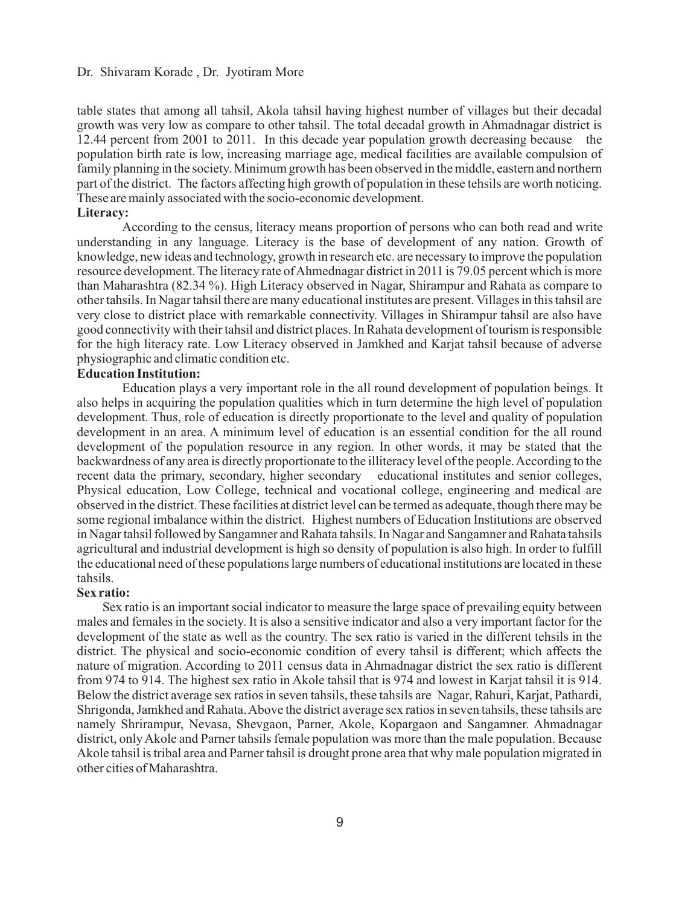table states that among all tahsil, Akola tahsil having highest number of villages but their decadal growth was very low as compare to other tahsil. The total decadal growth in Ahmadnagar district is 12.44 percent from 2001 to 2011. In this decade year population growth decreasing because the population birth rate is low, increasing marriage age, medical facilities are available compulsion of family planning in the society. Minimum growth has been observed in the middle, eastern and northern part of the district. The factors affecting high growth of population in these tehsils are worth noticing. These are mainly associated with the socio-economic development.

**Literacy:**

According to the census, literacy means proportion of persons who can both read and write understanding in any language. Literacy is the base of development of any nation. Growth of knowledge, new ideas and technology, growth in research etc. are necessary to improve the population resource development. The literacy rate of Ahmednagar district in 2011 is 79.05 percent which is more than Maharashtra (82.34 %). High Literacy observed in Nagar, Shirampur and Rahata as compare to other tahsils. In Nagar tahsil there are many educational institutes are present. Villages in this tahsil are very close to district place with remarkable connectivity. Villages in Shirampur tahsil are also have good connectivity with their tahsil and district places. In Rahata development of tourism is responsible for the high literacy rate. Low Literacy observed in Jamkhed and Karjat tahsil because of adverse physiographic and climatic condition etc.

**Education Institution:**

Education plays a very important role in the all round development of population beings. It also helps in acquiring the population qualities which in turn determine the high level of population development. Thus, role of education is directly proportionate to the level and quality of population development in an area. A minimum level of education is an essential condition for the all round development of the population resource in any region. In other words, it may be stated that the backwardness of any area is directly proportionate to the illiteracy level of the people. According to the recent data the primary, secondary, higher secondary educational institutes and senior colleges, Physical education, Low College, technical and vocational college, engineering and medical are observed in the district. These facilities at district level can be termed as adequate, though there may be some regional imbalance within the district. Highest numbers of Education Institutions are observed in Nagar tahsil followed by Sangamner and Rahata tahsils. In Nagar and Sangamner and Rahata tahsils agricultural and industrial development is high so density of population is also high. In order to fulfill the educational need of these populations large numbers of educational institutions are located in these tahsils.

**Sex ratio:**

Sex ratio is an important social indicator to measure the large space of prevailing equity between males and females in the society. It is also a sensitive indicator and also a very important factor for the development of the state as well as the country. The sex ratio is varied in the different tehsils in the district. The physical and socio-economic condition of every tahsil is different; which affects the nature of migration. According to 2011 census data in Ahmadnagar district the sex ratio is different from 974 to 914. The highest sex ratio in Akole tahsil that is 974 and lowest in Karjat tahsil it is 914. Below the district average sex ratios in seven tahsils, these tahsils are Nagar, Rahuri, Karjat, Pathardi, Shrigonda, Jamkhed and Rahata. Above the district average sex ratios in seven tahsils, these tahsils are namely Shrirampur, Nevasa, Shevgaon, Parner, Akole, Kopargaon and Sangamner. Ahmadnagar district, only Akole and Parner tahsils female population was more than the male population. Because Akole tahsil is tribal area and Parner tahsil is drought prone area that why male population migrated in other cities of Maharashtra.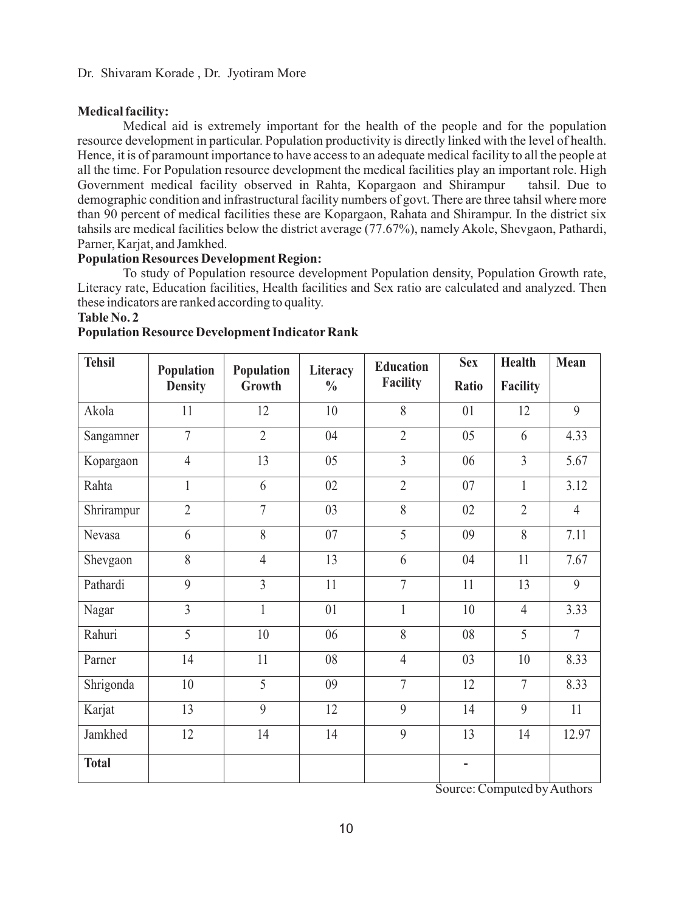**Medical facility:**

Medical aid is extremely important for the health of the people and for the population resource development in particular. Population productivity is directly linked with the level of health. Hence, it is of paramount importance to have access to an adequate medical facility to all the people at all the time. For Population resource development the medical facilities play an important role. High Government medical facility observed in Rahta, Kopargaon and Shirampur tahsil. Due to demographic condition and infrastructural facility numbers of govt. There are three tahsil where more than 90 percent of medical facilities these are Kopargaon, Rahata and Shirampur. In the district six tahsils are medical facilities below the district average (77.67%), namely Akole, Shevgaon, Pathardi, Parner, Karjat, and Jamkhed.

**Population Resources Development Region:**

To study of Population resource development Population density, Population Growth rate, Literacy rate, Education facilities, Health facilities and Sex ratio are calculated and analyzed. Then these indicators are ranked according to quality.

**Table No. 2**

**Population Resource Development Indicator Rank**

| Tehsil | Population Density | Population Growth | Literacy % | Education Facility | Sex Ratio | Health Facility | Mean |
|---|---|---|---|---|---|---|---|
| Akola | 11 | 12 | 10 | 8 | 01 | 12 | 9 |
| Sangamner | 7 | 2 | 04 | 2 | 05 | 6 | 4.33 |
| Kopargaon | 4 | 13 | 05 | 3 | 06 | 3 | 5.67 |
| Rahta | 1 | 6 | 02 | 2 | 07 | 1 | 3.12 |
| Shrirampur | 2 | 7 | 03 | 8 | 02 | 2 | 4 |
| Nevasa | 6 | 8 | 07 | 5 | 09 | 8 | 7.11 |
| Shevgaon | 8 | 4 | 13 | 6 | 04 | 11 | 7.67 |
| Pathardi | 9 | 3 | 11 | 7 | 11 | 13 | 9 |
| Nagar | 3 | 1 | 01 | 1 | 10 | 4 | 3.33 |
| Rahuri | 5 | 10 | 06 | 8 | 08 | 5 | 7 |
| Parner | 14 | 11 | 08 | 4 | 03 | 10 | 8.33 |
| Shrigonda | 10 | 5 | 09 | 7 | 12 | 7 | 8.33 |
| Karjat | 13 | 9 | 12 | 9 | 14 | 9 | 11 |
| Jamkhed | 12 | 14 | 14 | 9 | 13 | 14 | 12.97 |
| **Total** | | | | | - | | |

Source: Computed by Authors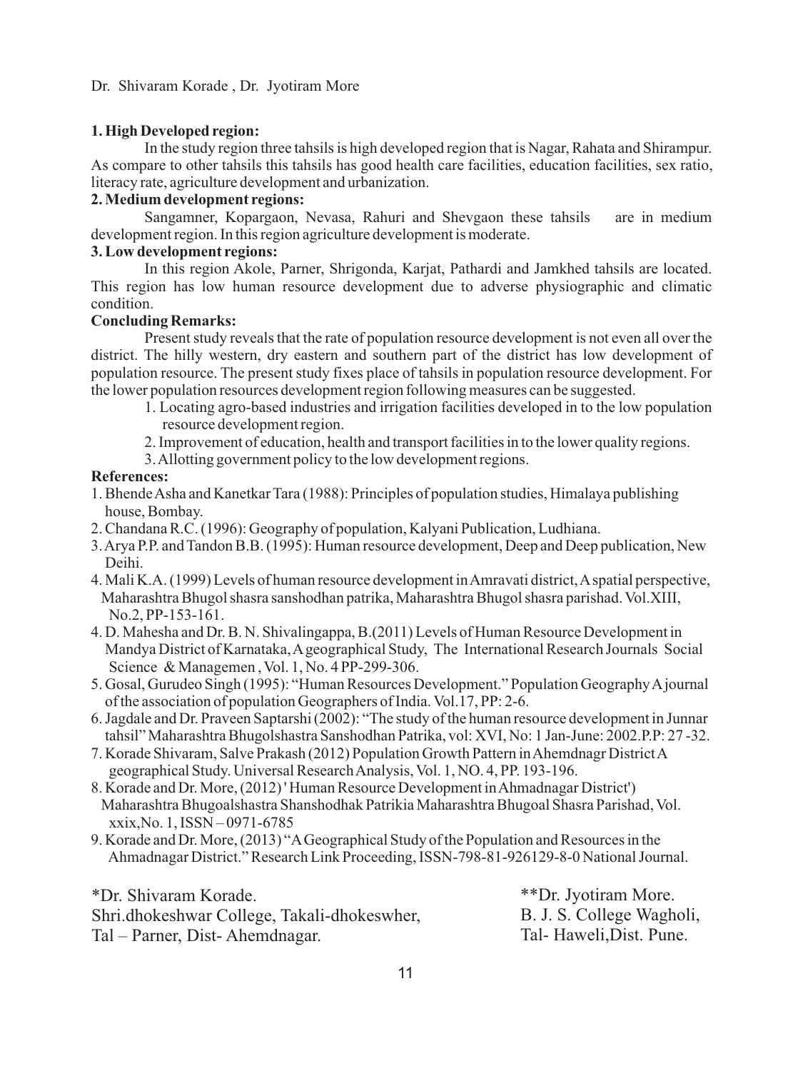**1. High Developed region:**

In the study region three tahsils is high developed region that is Nagar, Rahata and Shirampur. As compare to other tahsils this tahsils has good health care facilities, education facilities, sex ratio, literacy rate, agriculture development and urbanization.

**2. Medium development regions:**

Sangamner, Kopargaon, Nevasa, Rahuri and Shevgaon these tahsils are in medium development region. In this region agriculture development is moderate.

**3. Low development regions:**

In this region Akole, Parner, Shrigonda, Karjat, Pathardi and Jamkhed tahsils are located. This region has low human resource development due to adverse physiographic and climatic condition.

**Concluding Remarks:**

Present study reveals that the rate of population resource development is not even all over the district. The hilly western, dry eastern and southern part of the district has low development of population resource. The present study fixes place of tahsils in population resource development. For the lower population resources development region following measures can be suggested.

1. Locating agro-based industries and irrigation facilities developed in to the low population resource development region.
2. Improvement of education, health and transport facilities in to the lower quality regions.
3. Allotting government policy to the low development regions.

**References:**

1. Bhende Asha and Kanetkar Tara (1988): Principles of population studies, Himalaya publishing house, Bombay.
2. Chandana R.C. (1996): Geography of population, Kalyani Publication, Ludhiana.
3. Arya P.P. and Tandon B.B. (1995): Human resource development, Deep and Deep publication, New Deihi.
4. Mali K.A. (1999) Levels of human resource development in Amravati district, A spatial perspective, Maharashtra Bhugol shasra sanshodhan patrika, Maharashtra Bhugol shasra parishad. Vol.XIII, No.2, PP-153-161.
4. D. Mahesha and Dr. B. N. Shivalingappa, B.(2011) Levels of Human Resource Development in Mandya District of Karnataka, A geographical Study, The International Research Journals Social Science & Managemen , Vol. 1, No. 4 PP-299-306.
5. Gosal, Gurudeo Singh (1995): "Human Resources Development." Population Geography A journal of the association of population Geographers of India. Vol.17, PP: 2-6.
6. Jagdale and Dr. Praveen Saptarshi (2002): "The study of the human resource development in Junnar tahsil" Maharashtra Bhugolshastra Sanshodhan Patrika, vol: XVI, No: 1 Jan-June: 2002.P.P: 27 -32.
7. Korade Shivaram, Salve Prakash (2012) Population Growth Pattern in Ahemdnagr District A geographical Study. Universal Research Analysis, Vol. 1, NO. 4, PP. 193-196.
8. Korade and Dr. More, (2012) ' Human Resource Development in Ahmadnagar District') Maharashtra Bhugoalshastra Shanshodhak Patrikia Maharashtra Bhugoal Shasra Parishad, Vol. xxix,No. 1, ISSN – 0971-6785
9. Korade and Dr. More, (2013) "A Geographical Study of the Population and Resources in the Ahmadnagar District." Research Link Proceeding, ISSN-798-81-926129-8-0 National Journal.

*Dr. Shivaram Korade.
Shri.dhokeshwar College, Takali-dhokeswher,
Tal – Parner, Dist- Ahemdnagar.

**Dr. Jyotiram More.
B. J. S. College Wagholi,
Tal- Haweli,Dist. Pune.